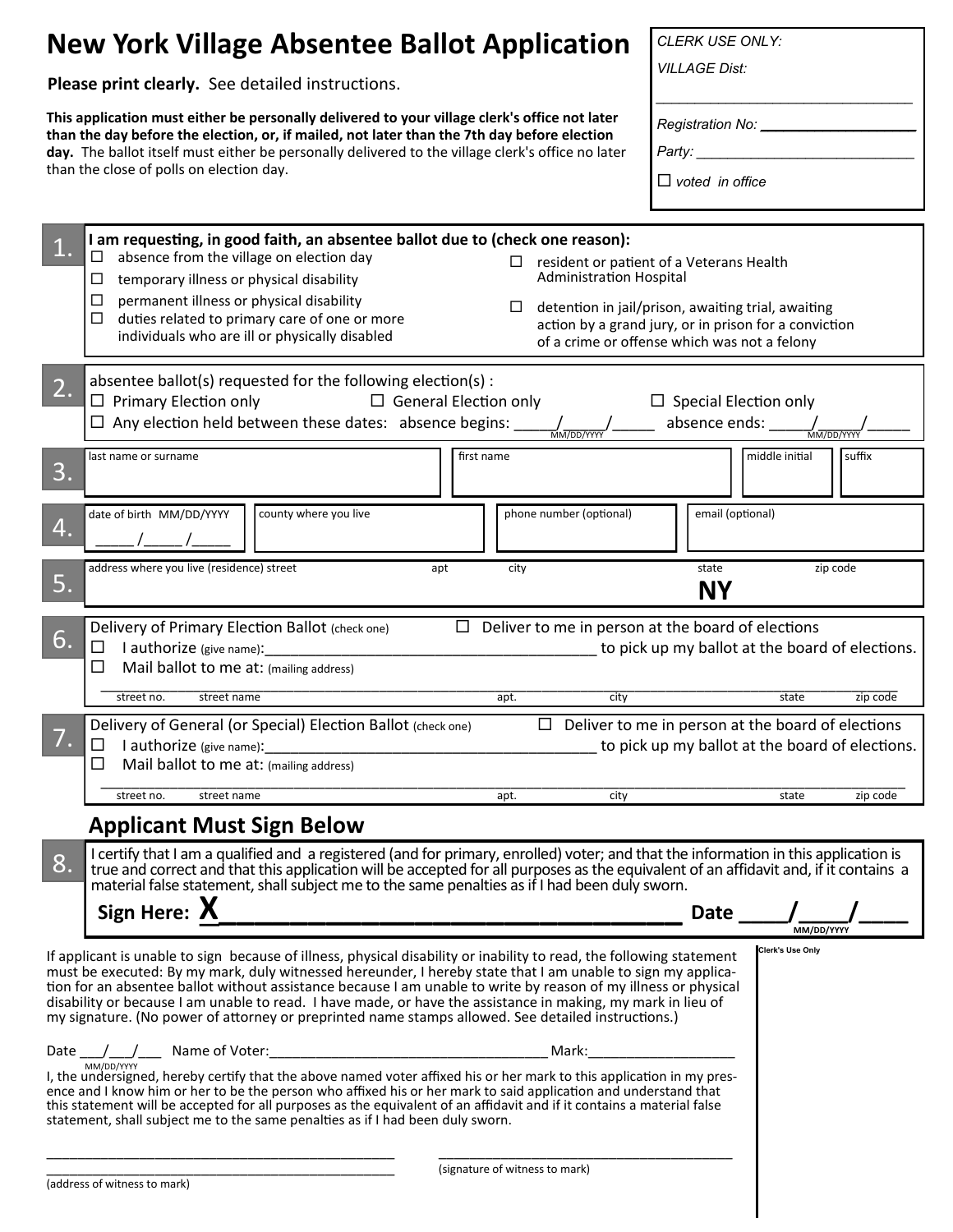# New York Village Absentee Ballot Application

**Please print clearly.** See detailed instructions.

**This application must either be personally delivered to your village clerk's office not later than the day before the election, or, if mailed, not later than the 7th day before election day.** The ballot itself must either be personally delivered to the village clerk's office no later than the close of polls on election day.

*CLERK USE ONLY:*

*VILLAGE Dist:* ______________________________

*Registration No:* ____________________

*Party:* ____________________________

☐ *voted in office*

**1.** **I am requesting, in good faith, an absentee ballot due to (check one reason):**

- ☐ absence from the village on election day
- ☐ temporary illness or physical disability
- ☐ permanent illness or physical disability
- ☐ duties related to primary care of one or more individuals who are ill or physically disabled
- ☐ resident or patient of a Veterans Health Administration Hospital
- ☐ detention in jail/prison, awaiting trial, awaiting action by a grand jury, or in prison for a conviction of a crime or offense which was not a felony

**2.** absentee ballot(s) requested for the following election(s) :

☐ Primary Election only ☐ General Election only ☐ Special Election only

☐ Any election held between these dates: absence begins: _____/_____/_____ (MM/DD/YYYY) absence ends: _____/_____/_____ (MM/DD/YYYY)

**3.**

| last name or surname | first name | middle initial | suffix |
|---|---|---|---|
| | | | |

**4.**

| date of birth MM/DD/YYYY | county where you live | phone number (optional) | email (optional) |
|---|---|---|---|
| _____/_____/_____ | | | |

**5.**

| address where you live (residence) street | apt | city | state | zip code |
|---|---|---|---|---|
| | | | **NY** | |

**6.** Delivery of Primary Election Ballot (check one)

- ☐ Deliver to me in person at the board of elections
- ☐ I authorize (give name):_________________________________________ to pick up my ballot at the board of elections.
- ☐ Mail ballot to me at: (mailing address)

_______________________________________________________________________________________

street no. street name apt. city state zip code

**7.** Delivery of General (or Special) Election Ballot (check one)

- ☐ Deliver to me in person at the board of elections
- ☐ I authorize (give name):_________________________________________ to pick up my ballot at the board of elections.
- ☐ Mail ballot to me at: (mailing address)

_______________________________________________________________________________________

street no. street name apt. city state zip code

## Applicant Must Sign Below

**8.** I certify that I am a qualified and a registered (and for primary, enrolled) voter; and that the information in this application is true and correct and that this application will be accepted for all purposes as the equivalent of an affidavit and, if it contains a material false statement, shall subject me to the same penalties as if I had been duly sworn.

**Sign Here: X**____________________________________ **Date** ____/____/____ (MM/DD/YYYY)

If applicant is unable to sign because of illness, physical disability or inability to read, the following statement must be executed: By my mark, duly witnessed hereunder, I hereby state that I am unable to sign my application for an absentee ballot without assistance because I am unable to write by reason of my illness or physical disability or because I am unable to read. I have made, or have the assistance in making, my mark in lieu of my signature. (No power of attorney or preprinted name stamps allowed. See detailed instructions.)

Date ___/___/___ (MM/DD/YYYY) Name of Voter:____________________________________ Mark:___________________

I, the undersigned, hereby certify that the above named voter affixed his or her mark to this application in my presence and I know him or her to be the person who affixed his or her mark to said application and understand that this statement will be accepted for all purposes as the equivalent of an affidavit and if it contains a material false statement, shall subject me to the same penalties as if I had been duly sworn.

_________________________________________________

_________________________________________________

(address of witness to mark)

_________________________________________

(signature of witness to mark)

Clerk's Use Only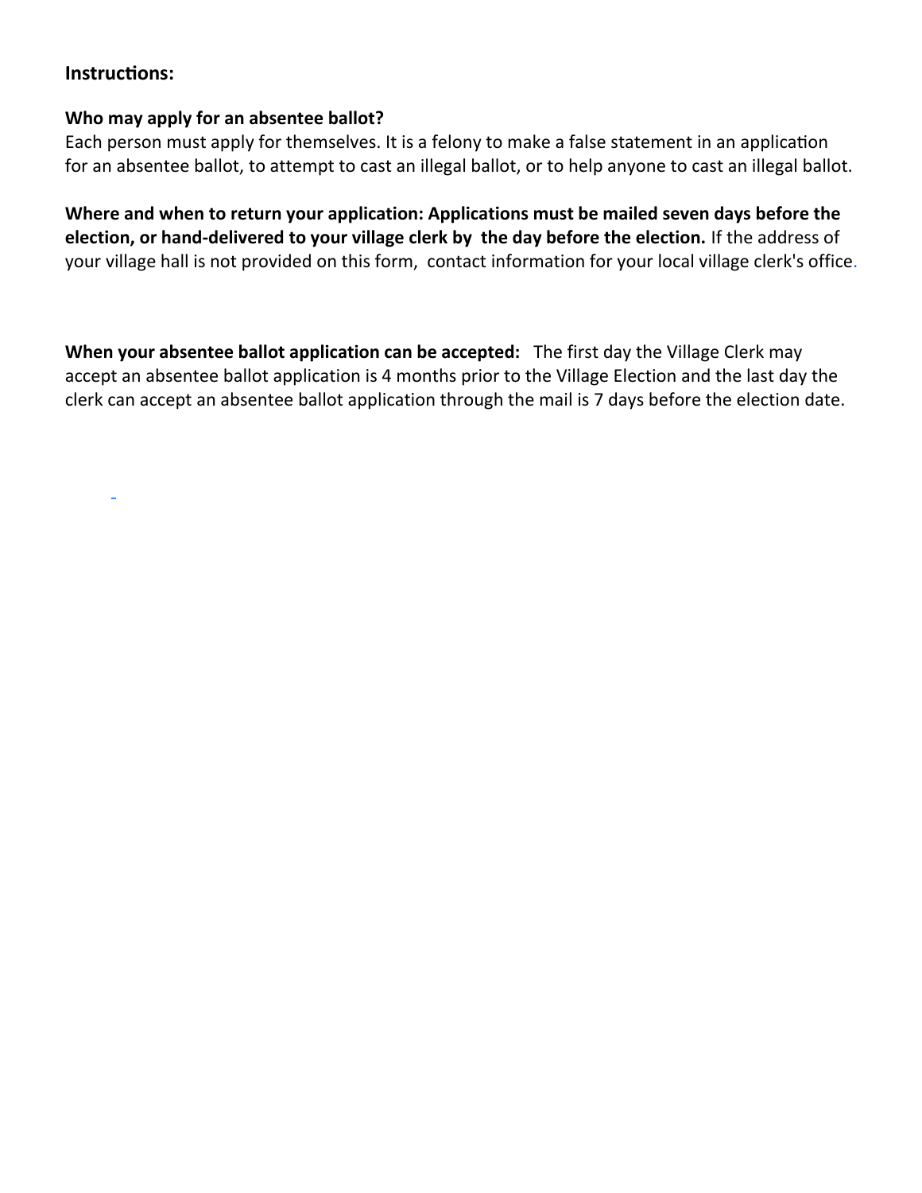**Instructions:**

**Who may apply for an absentee ballot?**
Each person must apply for themselves. It is a felony to make a false statement in an application for an absentee ballot, to attempt to cast an illegal ballot, or to help anyone to cast an illegal ballot.

**Where and when to return your application: Applications must be mailed seven days before the election, or hand-delivered to your village clerk by the day before the election.** If the address of your village hall is not provided on this form, contact information for your local village clerk's office.

**When your absentee ballot application can be accepted:** The first day the Village Clerk may accept an absentee ballot application is 4 months prior to the Village Election and the last day the clerk can accept an absentee ballot application through the mail is 7 days before the election date.